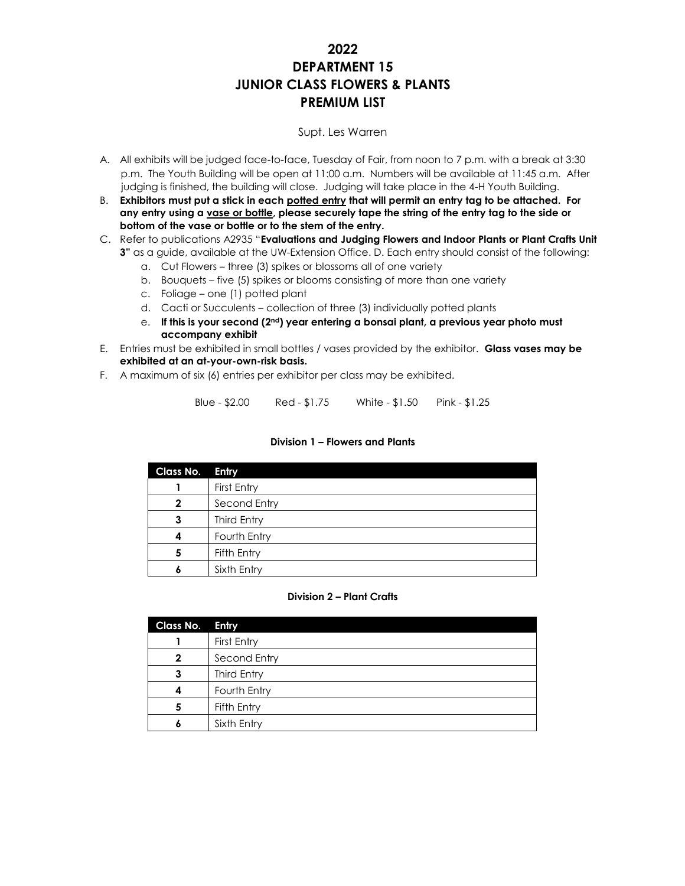# 2022
# DEPARTMENT 15
# JUNIOR CLASS FLOWERS & PLANTS
# PREMIUM LIST

Supt. Les Warren

A. All exhibits will be judged face-to-face, Tuesday of Fair, from noon to 7 p.m. with a break at 3:30 p.m. The Youth Building will be open at 11:00 a.m. Numbers will be available at 11:45 a.m. After judging is finished, the building will close. Judging will take place in the 4-H Youth Building.
B. **Exhibitors must put a stick in each potted entry that will permit an entry tag to be attached. For any entry using a vase or bottle, please securely tape the string of the entry tag to the side or bottom of the vase or bottle or to the stem of the entry.**
C. Refer to publications A2935 "**Evaluations and Judging Flowers and Indoor Plants or Plant Crafts Unit 3"** as a guide, available at the UW-Extension Office. D. Each entry should consist of the following:
   a. Cut Flowers – three (3) spikes or blossoms all of one variety
   b. Bouquets – five (5) spikes or blooms consisting of more than one variety
   c. Foliage – one (1) potted plant
   d. Cacti or Succulents – collection of three (3) individually potted plants
   e. **If this is your second (2nd) year entering a bonsai plant, a previous year photo must accompany exhibit**
E. Entries must be exhibited in small bottles / vases provided by the exhibitor. **Glass vases may be exhibited at an at-your-own-risk basis.**
F. A maximum of six (6) entries per exhibitor per class may be exhibited.

Blue - $2.00 Red - $1.75 White - $1.50 Pink - $1.25

**Division 1 – Flowers and Plants**

| Class No. | Entry |
|---|---|
| 1 | First Entry |
| 2 | Second Entry |
| 3 | Third Entry |
| 4 | Fourth Entry |
| 5 | Fifth Entry |
| 6 | Sixth Entry |

**Division 2 – Plant Crafts**

| Class No. | Entry |
|---|---|
| 1 | First Entry |
| 2 | Second Entry |
| 3 | Third Entry |
| 4 | Fourth Entry |
| 5 | Fifth Entry |
| 6 | Sixth Entry |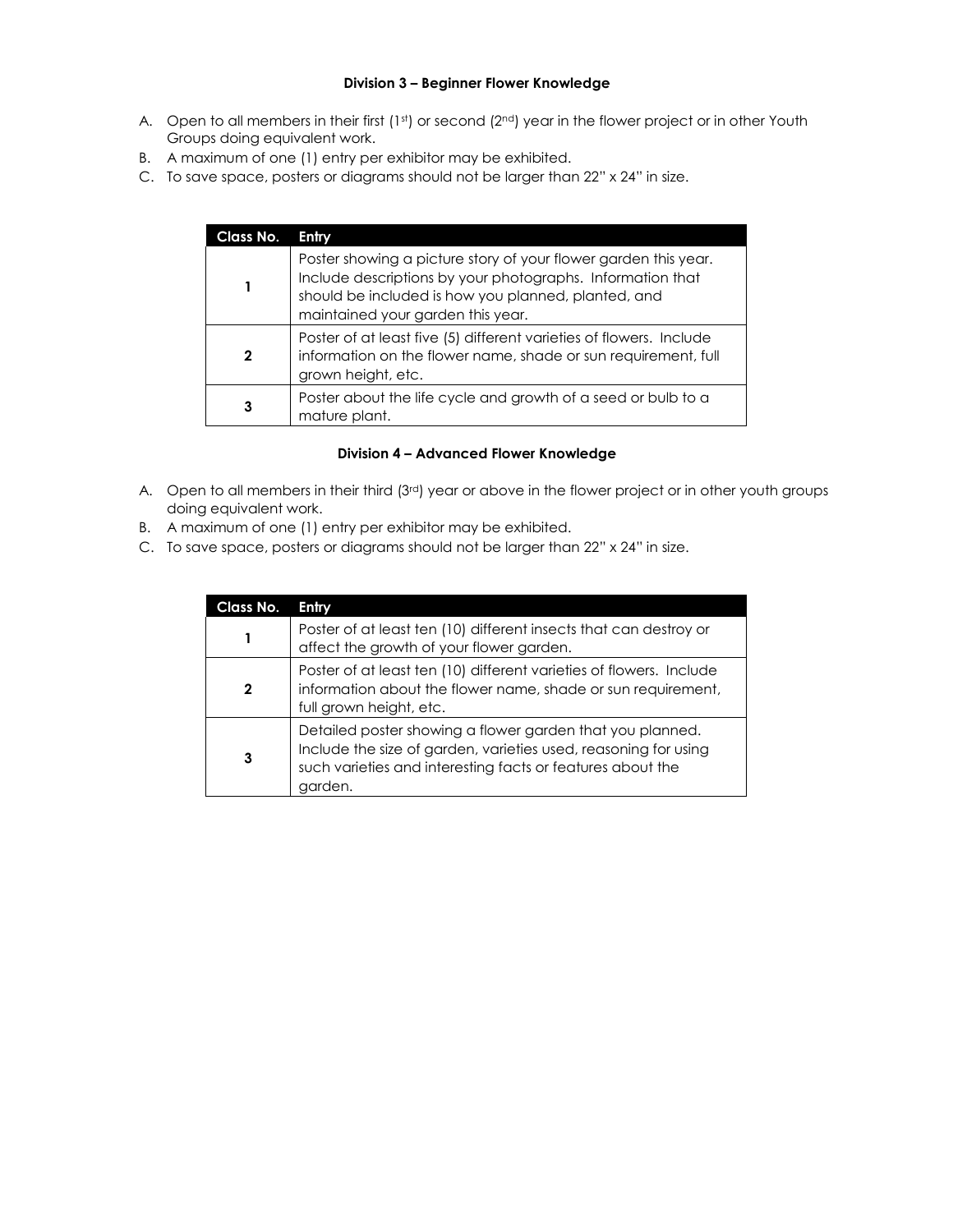### Division 3 – Beginner Flower Knowledge

A. Open to all members in their first (1st) or second (2nd) year in the flower project or in other Youth Groups doing equivalent work.
B. A maximum of one (1) entry per exhibitor may be exhibited.
C. To save space, posters or diagrams should not be larger than 22" x 24" in size.

| Class No. | Entry |
|---|---|
| 1 | Poster showing a picture story of your flower garden this year. Include descriptions by your photographs. Information that should be included is how you planned, planted, and maintained your garden this year. |
| 2 | Poster of at least five (5) different varieties of flowers. Include information on the flower name, shade or sun requirement, full grown height, etc. |
| 3 | Poster about the life cycle and growth of a seed or bulb to a mature plant. |

### Division 4 – Advanced Flower Knowledge

A. Open to all members in their third (3rd) year or above in the flower project or in other youth groups doing equivalent work.
B. A maximum of one (1) entry per exhibitor may be exhibited.
C. To save space, posters or diagrams should not be larger than 22" x 24" in size.

| Class No. | Entry |
|---|---|
| 1 | Poster of at least ten (10) different insects that can destroy or affect the growth of your flower garden. |
| 2 | Poster of at least ten (10) different varieties of flowers. Include information about the flower name, shade or sun requirement, full grown height, etc. |
| 3 | Detailed poster showing a flower garden that you planned. Include the size of garden, varieties used, reasoning for using such varieties and interesting facts or features about the garden. |